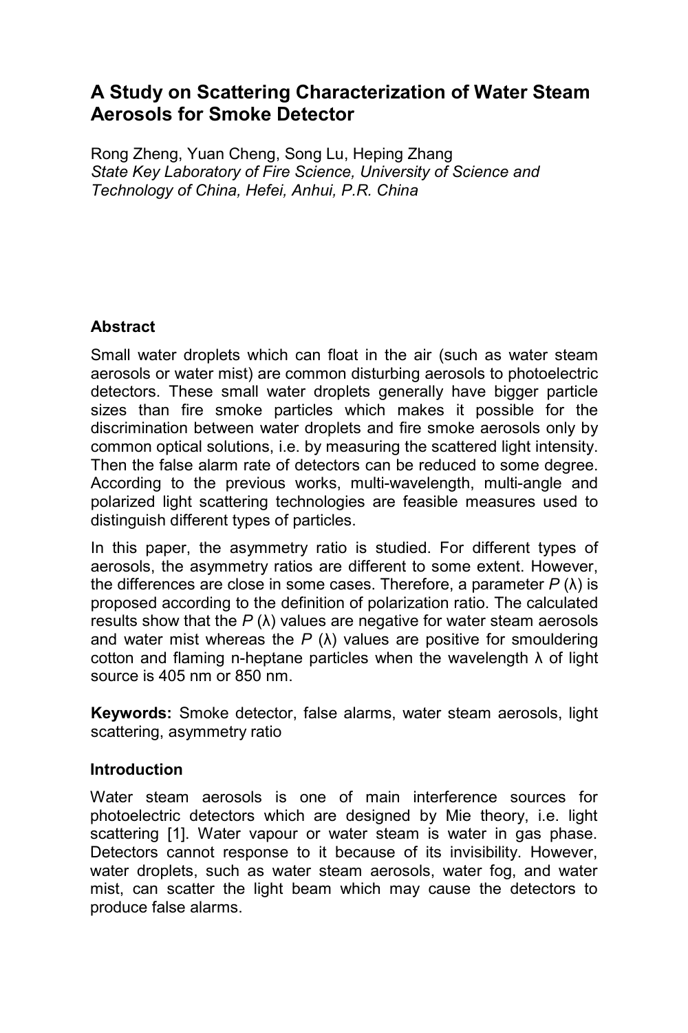# A Study on Scattering Characterization of Water Steam Aerosols for Smoke Detector

Rong Zheng, Yuan Cheng, Song Lu, Heping Zhang

*State Key Laboratory of Fire Science, University of Science and Technology of China, Hefei, Anhui, P.R. China*

## Abstract

Small water droplets which can float in the air (such as water steam aerosols or water mist) are common disturbing aerosols to photoelectric detectors. These small water droplets generally have bigger particle sizes than fire smoke particles which makes it possible for the discrimination between water droplets and fire smoke aerosols only by common optical solutions, i.e. by measuring the scattered light intensity. Then the false alarm rate of detectors can be reduced to some degree. According to the previous works, multi-wavelength, multi-angle and polarized light scattering technologies are feasible measures used to distinguish different types of particles.

In this paper, the asymmetry ratio is studied. For different types of aerosols, the asymmetry ratios are different to some extent. However, the differences are close in some cases. Therefore, a parameter $P(\lambda)$ is proposed according to the definition of polarization ratio. The calculated results show that the $P(\lambda)$ values are negative for water steam aerosols and water mist whereas the $P(\lambda)$ values are positive for smouldering cotton and flaming n-heptane particles when the wavelength $\lambda$ of light source is 405 nm or 850 nm.

**Keywords:** Smoke detector, false alarms, water steam aerosols, light scattering, asymmetry ratio

## Introduction

Water steam aerosols is one of main interference sources for photoelectric detectors which are designed by Mie theory, i.e. light scattering [1]. Water vapour or water steam is water in gas phase. Detectors cannot response to it because of its invisibility. However, water droplets, such as water steam aerosols, water fog, and water mist, can scatter the light beam which may cause the detectors to produce false alarms.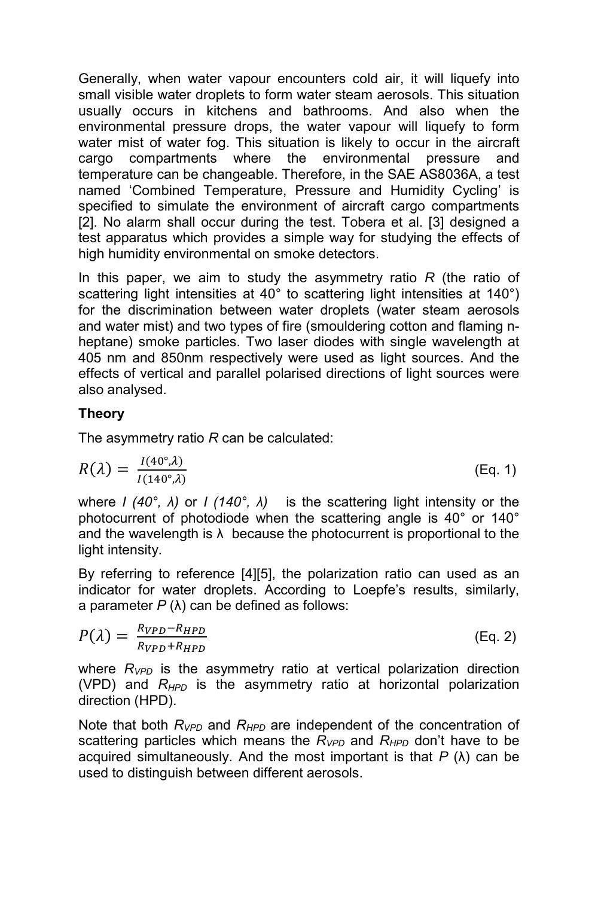Generally, when water vapour encounters cold air, it will liquefy into small visible water droplets to form water steam aerosols. This situation usually occurs in kitchens and bathrooms. And also when the environmental pressure drops, the water vapour will liquefy to form water mist of water fog. This situation is likely to occur in the aircraft cargo compartments where the environmental pressure and temperature can be changeable. Therefore, in the SAE AS8036A, a test named 'Combined Temperature, Pressure and Humidity Cycling' is specified to simulate the environment of aircraft cargo compartments [2]. No alarm shall occur during the test. Tobera et al. [3] designed a test apparatus which provides a simple way for studying the effects of high humidity environmental on smoke detectors.

In this paper, we aim to study the asymmetry ratio *R* (the ratio of scattering light intensities at 40° to scattering light intensities at 140°) for the discrimination between water droplets (water steam aerosols and water mist) and two types of fire (smouldering cotton and flaming n-heptane) smoke particles. Two laser diodes with single wavelength at 405 nm and 850nm respectively were used as light sources. And the effects of vertical and parallel polarised directions of light sources were also analysed.

## Theory

The asymmetry ratio *R* can be calculated:

$$R(\lambda) = \frac{I(40°,\lambda)}{I(140°,\lambda)} \qquad \text{(Eq. 1)}$$

where $I(40°, \lambda)$ or $I(140°, \lambda)$ is the scattering light intensity or the photocurrent of photodiode when the scattering angle is 40° or 140° and the wavelength is $\lambda$ because the photocurrent is proportional to the light intensity.

By referring to reference [4][5], the polarization ratio can used as an indicator for water droplets. According to Loepfe's results, similarly, a parameter $P(\lambda)$ can be defined as follows:

$$P(\lambda) = \frac{R_{VPD}-R_{HPD}}{R_{VPD}+R_{HPD}} \qquad \text{(Eq. 2)}$$

where $R_{VPD}$ is the asymmetry ratio at vertical polarization direction (VPD) and $R_{HPD}$ is the asymmetry ratio at horizontal polarization direction (HPD).

Note that both $R_{VPD}$ and $R_{HPD}$ are independent of the concentration of scattering particles which means the $R_{VPD}$ and $R_{HPD}$ don't have to be acquired simultaneously. And the most important is that $P(\lambda)$ can be used to distinguish between different aerosols.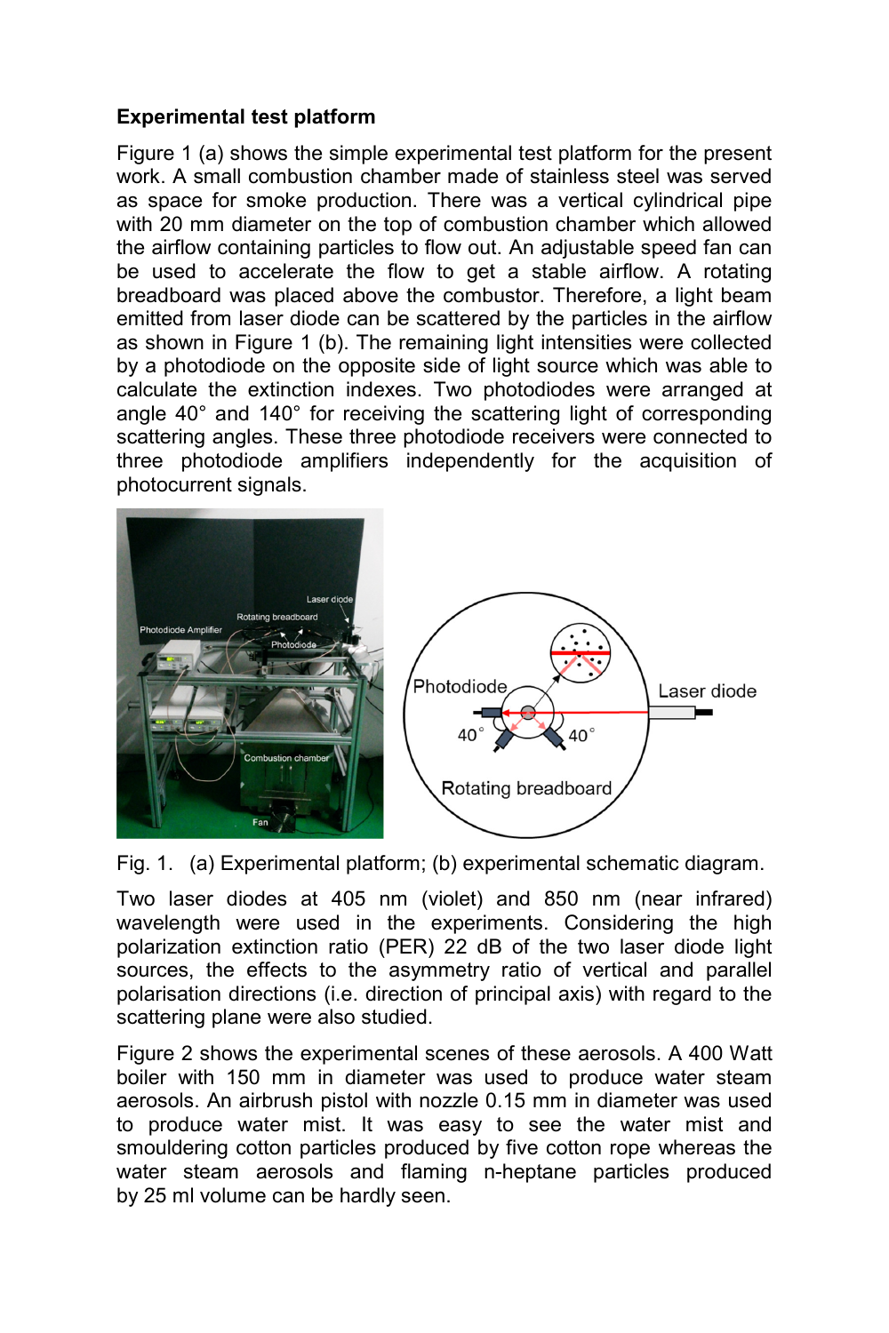### Experimental test platform

Figure 1 (a) shows the simple experimental test platform for the present work. A small combustion chamber made of stainless steel was served as space for smoke production. There was a vertical cylindrical pipe with 20 mm diameter on the top of combustion chamber which allowed the airflow containing particles to flow out. An adjustable speed fan can be used to accelerate the flow to get a stable airflow. A rotating breadboard was placed above the combustor. Therefore, a light beam emitted from laser diode can be scattered by the particles in the airflow as shown in Figure 1 (b). The remaining light intensities were collected by a photodiode on the opposite side of light source which was able to calculate the extinction indexes. Two photodiodes were arranged at angle 40° and 140° for receiving the scattering light of corresponding scattering angles. These three photodiode receivers were connected to three photodiode amplifiers independently for the acquisition of photocurrent signals.

Fig. 1. (a) Experimental platform; (b) experimental schematic diagram.

Two laser diodes at 405 nm (violet) and 850 nm (near infrared) wavelength were used in the experiments. Considering the high polarization extinction ratio (PER) 22 dB of the two laser diode light sources, the effects to the asymmetry ratio of vertical and parallel polarisation directions (i.e. direction of principal axis) with regard to the scattering plane were also studied.

Figure 2 shows the experimental scenes of these aerosols. A 400 Watt boiler with 150 mm in diameter was used to produce water steam aerosols. An airbrush pistol with nozzle 0.15 mm in diameter was used to produce water mist. It was easy to see the water mist and smouldering cotton particles produced by five cotton rope whereas the water steam aerosols and flaming n-heptane particles produced by 25 ml volume can be hardly seen.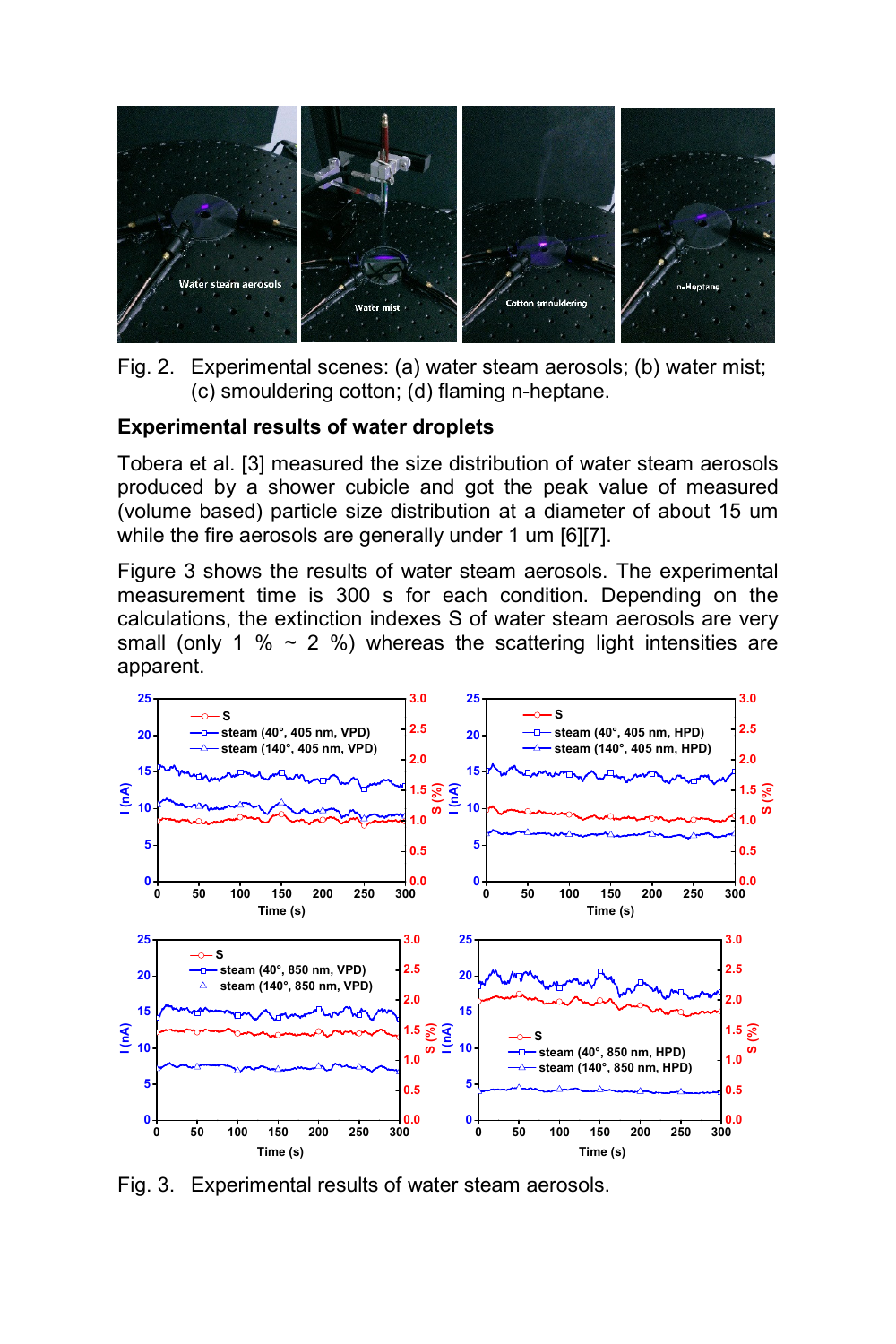Fig. 2. Experimental scenes: (a) water steam aerosols; (b) water mist; (c) smouldering cotton; (d) flaming n-heptane.

## Experimental results of water droplets

Tobera et al. [3] measured the size distribution of water steam aerosols produced by a shower cubicle and got the peak value of measured (volume based) particle size distribution at a diameter of about 15 um while the fire aerosols are generally under 1 um [6][7].

Figure 3 shows the results of water steam aerosols. The experimental measurement time is 300 s for each condition. Depending on the calculations, the extinction indexes S of water steam aerosols are very small (only 1 % ~ 2 %) whereas the scattering light intensities are apparent.

Fig. 3. Experimental results of water steam aerosols.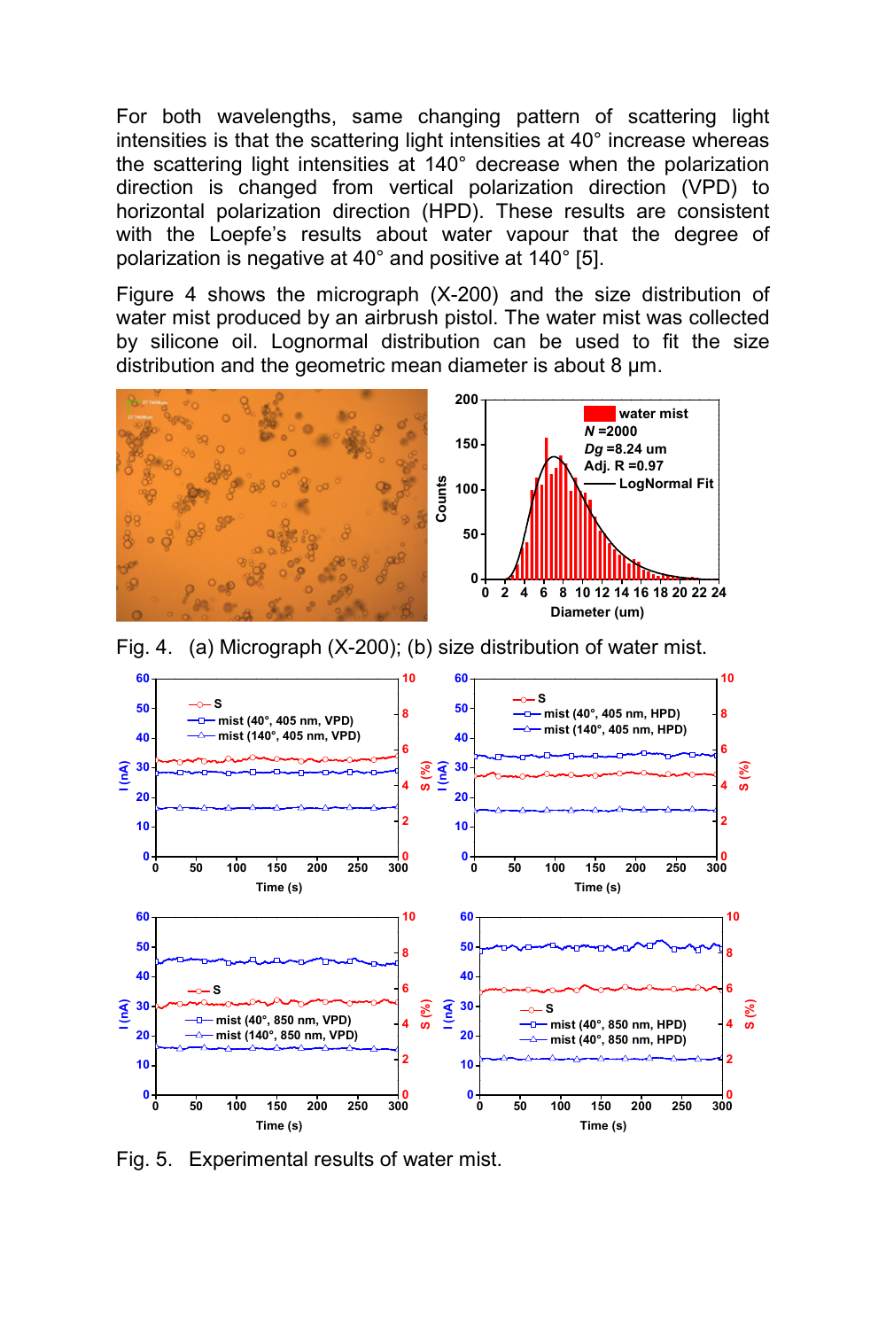For both wavelengths, same changing pattern of scattering light intensities is that the scattering light intensities at 40° increase whereas the scattering light intensities at 140° decrease when the polarization direction is changed from vertical polarization direction (VPD) to horizontal polarization direction (HPD). These results are consistent with the Loepfe's results about water vapour that the degree of polarization is negative at 40° and positive at 140° [5].

Figure 4 shows the micrograph (X-200) and the size distribution of water mist produced by an airbrush pistol. The water mist was collected by silicone oil. Lognormal distribution can be used to fit the size distribution and the geometric mean diameter is about 8 μm.

Fig. 4. (a) Micrograph (X-200); (b) size distribution of water mist.

Fig. 5. Experimental results of water mist.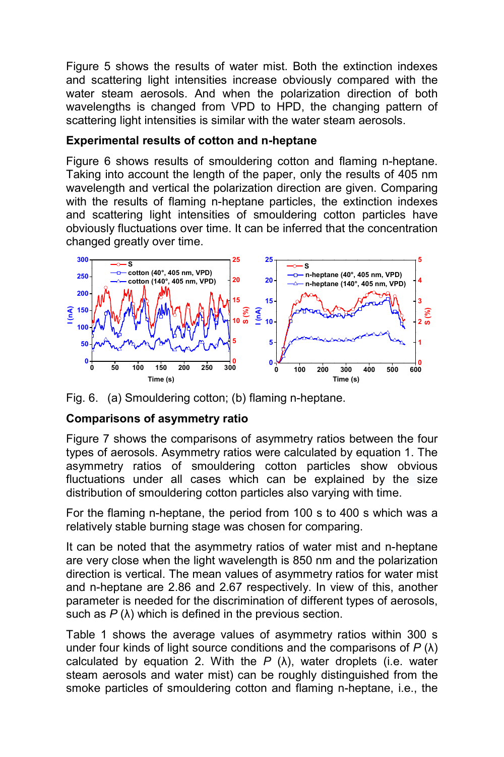Figure 5 shows the results of water mist. Both the extinction indexes and scattering light intensities increase obviously compared with the water steam aerosols. And when the polarization direction of both wavelengths is changed from VPD to HPD, the changing pattern of scattering light intensities is similar with the water steam aerosols.

**Experimental results of cotton and n-heptane**

Figure 6 shows results of smouldering cotton and flaming n-heptane. Taking into account the length of the paper, only the results of 405 nm wavelength and vertical the polarization direction are given. Comparing with the results of flaming n-heptane particles, the extinction indexes and scattering light intensities of smouldering cotton particles have obviously fluctuations over time. It can be inferred that the concentration changed greatly over time.

Fig. 6. (a) Smouldering cotton; (b) flaming n-heptane.

**Comparisons of asymmetry ratio**

Figure 7 shows the comparisons of asymmetry ratios between the four types of aerosols. Asymmetry ratios were calculated by equation 1. The asymmetry ratios of smouldering cotton particles show obvious fluctuations under all cases which can be explained by the size distribution of smouldering cotton particles also varying with time.

For the flaming n-heptane, the period from 100 s to 400 s which was a relatively stable burning stage was chosen for comparing.

It can be noted that the asymmetry ratios of water mist and n-heptane are very close when the light wavelength is 850 nm and the polarization direction is vertical. The mean values of asymmetry ratios for water mist and n-heptane are 2.86 and 2.67 respectively. In view of this, another parameter is needed for the discrimination of different types of aerosols, such as $P$ ($\lambda$) which is defined in the previous section.

Table 1 shows the average values of asymmetry ratios within 300 s under four kinds of light source conditions and the comparisons of $P$ ($\lambda$) calculated by equation 2. With the $P$ ($\lambda$), water droplets (i.e. water steam aerosols and water mist) can be roughly distinguished from the smoke particles of smouldering cotton and flaming n-heptane, i.e., the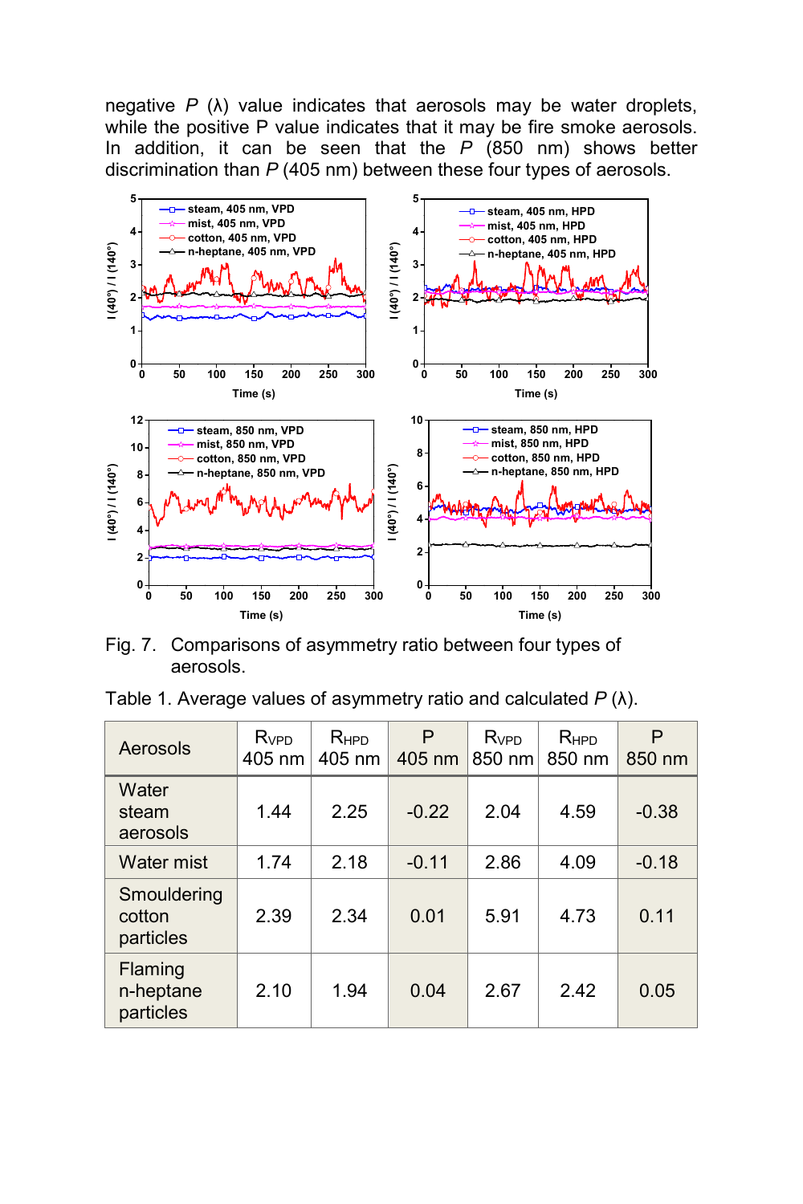negative $P$ (λ) value indicates that aerosols may be water droplets, while the positive P value indicates that it may be fire smoke aerosols. In addition, it can be seen that the $P$ (850 nm) shows better discrimination than $P$ (405 nm) between these four types of aerosols.

Fig. 7. Comparisons of asymmetry ratio between four types of aerosols.

Table 1. Average values of asymmetry ratio and calculated $P$ (λ).

| Aerosols | $R_{VPD}$ 405 nm | $R_{HPD}$ 405 nm | P 405 nm | $R_{VPD}$ 850 nm | $R_{HPD}$ 850 nm | P 850 nm |
|---|---|---|---|---|---|---|
| Water steam aerosols | 1.44 | 2.25 | -0.22 | 2.04 | 4.59 | -0.38 |
| Water mist | 1.74 | 2.18 | -0.11 | 2.86 | 4.09 | -0.18 |
| Smouldering cotton particles | 2.39 | 2.34 | 0.01 | 5.91 | 4.73 | 0.11 |
| Flaming n-heptane particles | 2.10 | 1.94 | 0.04 | 2.67 | 2.42 | 0.05 |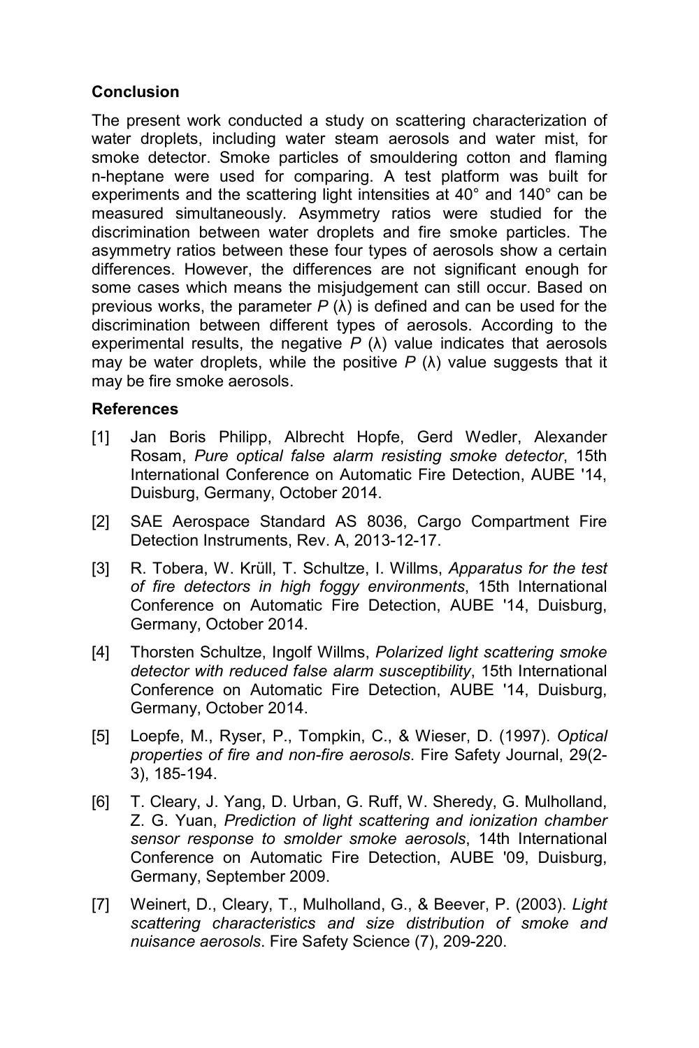## Conclusion

The present work conducted a study on scattering characterization of water droplets, including water steam aerosols and water mist, for smoke detector. Smoke particles of smouldering cotton and flaming n-heptane were used for comparing. A test platform was built for experiments and the scattering light intensities at 40° and 140° can be measured simultaneously. Asymmetry ratios were studied for the discrimination between water droplets and fire smoke particles. The asymmetry ratios between these four types of aerosols show a certain differences. However, the differences are not significant enough for some cases which means the misjudgement can still occur. Based on previous works, the parameter $P$ (λ) is defined and can be used for the discrimination between different types of aerosols. According to the experimental results, the negative $P$ (λ) value indicates that aerosols may be water droplets, while the positive $P$ (λ) value suggests that it may be fire smoke aerosols.

## References

[1] Jan Boris Philipp, Albrecht Hopfe, Gerd Wedler, Alexander Rosam, *Pure optical false alarm resisting smoke detector*, 15th International Conference on Automatic Fire Detection, AUBE '14, Duisburg, Germany, October 2014.

[2] SAE Aerospace Standard AS 8036, Cargo Compartment Fire Detection Instruments, Rev. A, 2013-12-17.

[3] R. Tobera, W. Krüll, T. Schultze, I. Willms, *Apparatus for the test of fire detectors in high foggy environments*, 15th International Conference on Automatic Fire Detection, AUBE '14, Duisburg, Germany, October 2014.

[4] Thorsten Schultze, Ingolf Willms, *Polarized light scattering smoke detector with reduced false alarm susceptibility*, 15th International Conference on Automatic Fire Detection, AUBE '14, Duisburg, Germany, October 2014.

[5] Loepfe, M., Ryser, P., Tompkin, C., & Wieser, D. (1997). *Optical properties of fire and non-fire aerosols*. Fire Safety Journal, 29(2-3), 185-194.

[6] T. Cleary, J. Yang, D. Urban, G. Ruff, W. Sheredy, G. Mulholland, Z. G. Yuan, *Prediction of light scattering and ionization chamber sensor response to smolder smoke aerosols*, 14th International Conference on Automatic Fire Detection, AUBE '09, Duisburg, Germany, September 2009.

[7] Weinert, D., Cleary, T., Mulholland, G., & Beever, P. (2003). *Light scattering characteristics and size distribution of smoke and nuisance aerosols*. Fire Safety Science (7), 209-220.